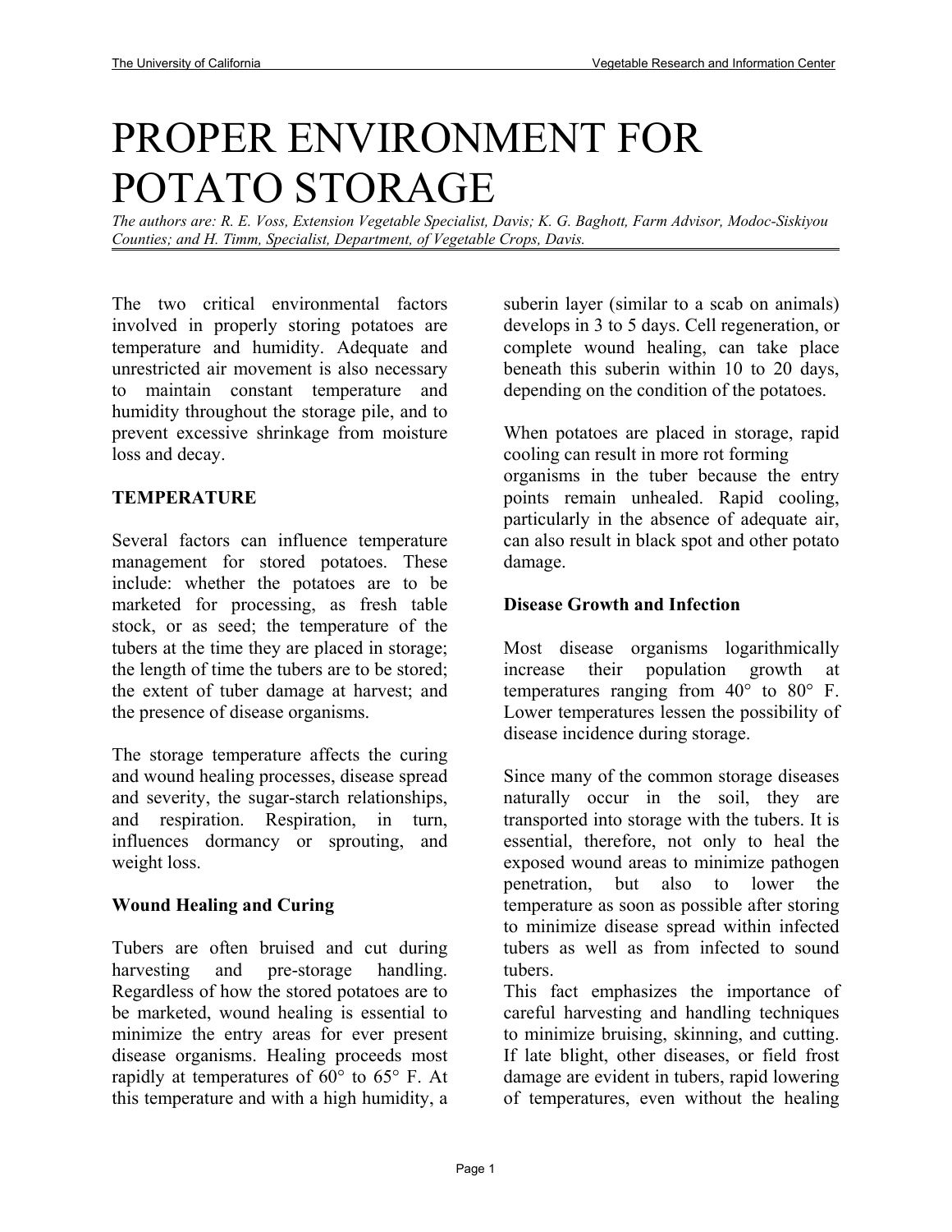# PROPER ENVIRONMENT FOR POTATO STORAGE

*The authors are: R. E. Voss, Extension Vegetable Specialist, Davis; K. G. Baghott, Farm Advisor, Modoc-Siskiyou Counties; and H. Timm, Specialist, Department, of Vegetable Crops, Davis.*

The two critical environmental factors involved in properly storing potatoes are temperature and humidity. Adequate and unrestricted air movement is also necessary to maintain constant temperature and humidity throughout the storage pile, and to prevent excessive shrinkage from moisture loss and decay.

## TEMPERATURE

Several factors can influence temperature management for stored potatoes. These include: whether the potatoes are to be marketed for processing, as fresh table stock, or as seed; the temperature of the tubers at the time they are placed in storage; the length of time the tubers are to be stored; the extent of tuber damage at harvest; and the presence of disease organisms.

The storage temperature affects the curing and wound healing processes, disease spread and severity, the sugar-starch relationships, and respiration. Respiration, in turn, influences dormancy or sprouting, and weight loss.

### Wound Healing and Curing

Tubers are often bruised and cut during harvesting and pre-storage handling. Regardless of how the stored potatoes are to be marketed, wound healing is essential to minimize the entry areas for ever present disease organisms. Healing proceeds most rapidly at temperatures of 60° to 65° F. At this temperature and with a high humidity, a suberin layer (similar to a scab on animals) develops in 3 to 5 days. Cell regeneration, or complete wound healing, can take place beneath this suberin within 10 to 20 days, depending on the condition of the potatoes.

When potatoes are placed in storage, rapid cooling can result in more rot forming organisms in the tuber because the entry points remain unhealed. Rapid cooling, particularly in the absence of adequate air, can also result in black spot and other potato damage.

### Disease Growth and Infection

Most disease organisms logarithmically increase their population growth at temperatures ranging from 40° to 80° F. Lower temperatures lessen the possibility of disease incidence during storage.

Since many of the common storage diseases naturally occur in the soil, they are transported into storage with the tubers. It is essential, therefore, not only to heal the exposed wound areas to minimize pathogen penetration, but also to lower the temperature as soon as possible after storing to minimize disease spread within infected tubers as well as from infected to sound tubers.

This fact emphasizes the importance of careful harvesting and handling techniques to minimize bruising, skinning, and cutting. If late blight, other diseases, or field frost damage are evident in tubers, rapid lowering of temperatures, even without the healing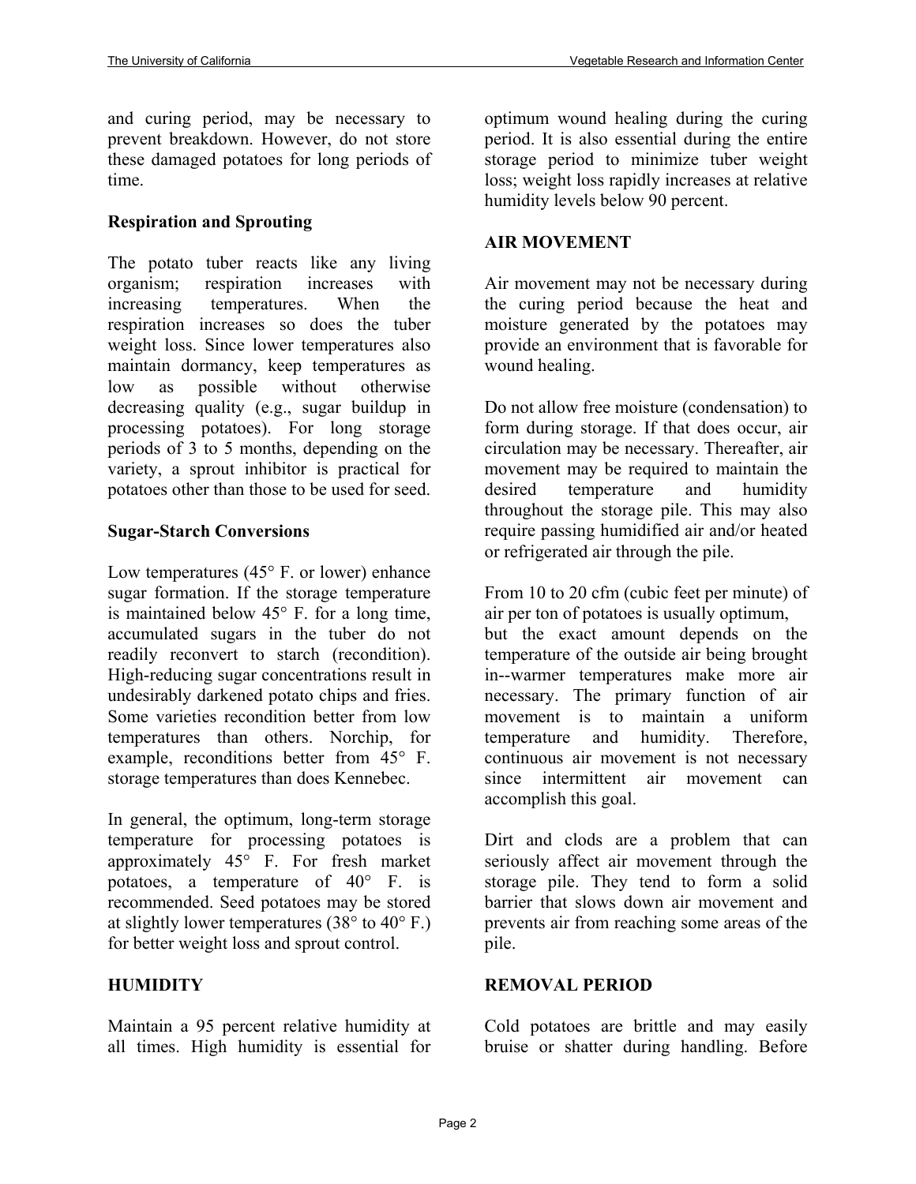and curing period, may be necessary to prevent breakdown. However, do not store these damaged potatoes for long periods of time.

### Respiration and Sprouting

The potato tuber reacts like any living organism; respiration increases with increasing temperatures. When the respiration increases so does the tuber weight loss. Since lower temperatures also maintain dormancy, keep temperatures as low as possible without otherwise decreasing quality (e.g., sugar buildup in processing potatoes). For long storage periods of 3 to 5 months, depending on the variety, a sprout inhibitor is practical for potatoes other than those to be used for seed.

### Sugar-Starch Conversions

Low temperatures (45° F. or lower) enhance sugar formation. If the storage temperature is maintained below 45° F. for a long time, accumulated sugars in the tuber do not readily reconvert to starch (recondition). High-reducing sugar concentrations result in undesirably darkened potato chips and fries. Some varieties recondition better from low temperatures than others. Norchip, for example, reconditions better from 45° F. storage temperatures than does Kennebec.

In general, the optimum, long-term storage temperature for processing potatoes is approximately 45° F. For fresh market potatoes, a temperature of 40° F. is recommended. Seed potatoes may be stored at slightly lower temperatures (38° to 40° F.) for better weight loss and sprout control.

## HUMIDITY

Maintain a 95 percent relative humidity at all times. High humidity is essential for optimum wound healing during the curing period. It is also essential during the entire storage period to minimize tuber weight loss; weight loss rapidly increases at relative humidity levels below 90 percent.

## AIR MOVEMENT

Air movement may not be necessary during the curing period because the heat and moisture generated by the potatoes may provide an environment that is favorable for wound healing.

Do not allow free moisture (condensation) to form during storage. If that does occur, air circulation may be necessary. Thereafter, air movement may be required to maintain the desired temperature and humidity throughout the storage pile. This may also require passing humidified air and/or heated or refrigerated air through the pile.

From 10 to 20 cfm (cubic feet per minute) of air per ton of potatoes is usually optimum, but the exact amount depends on the temperature of the outside air being brought in--warmer temperatures make more air necessary. The primary function of air movement is to maintain a uniform temperature and humidity. Therefore, continuous air movement is not necessary since intermittent air movement can accomplish this goal.

Dirt and clods are a problem that can seriously affect air movement through the storage pile. They tend to form a solid barrier that slows down air movement and prevents air from reaching some areas of the pile.

## REMOVAL PERIOD

Cold potatoes are brittle and may easily bruise or shatter during handling. Before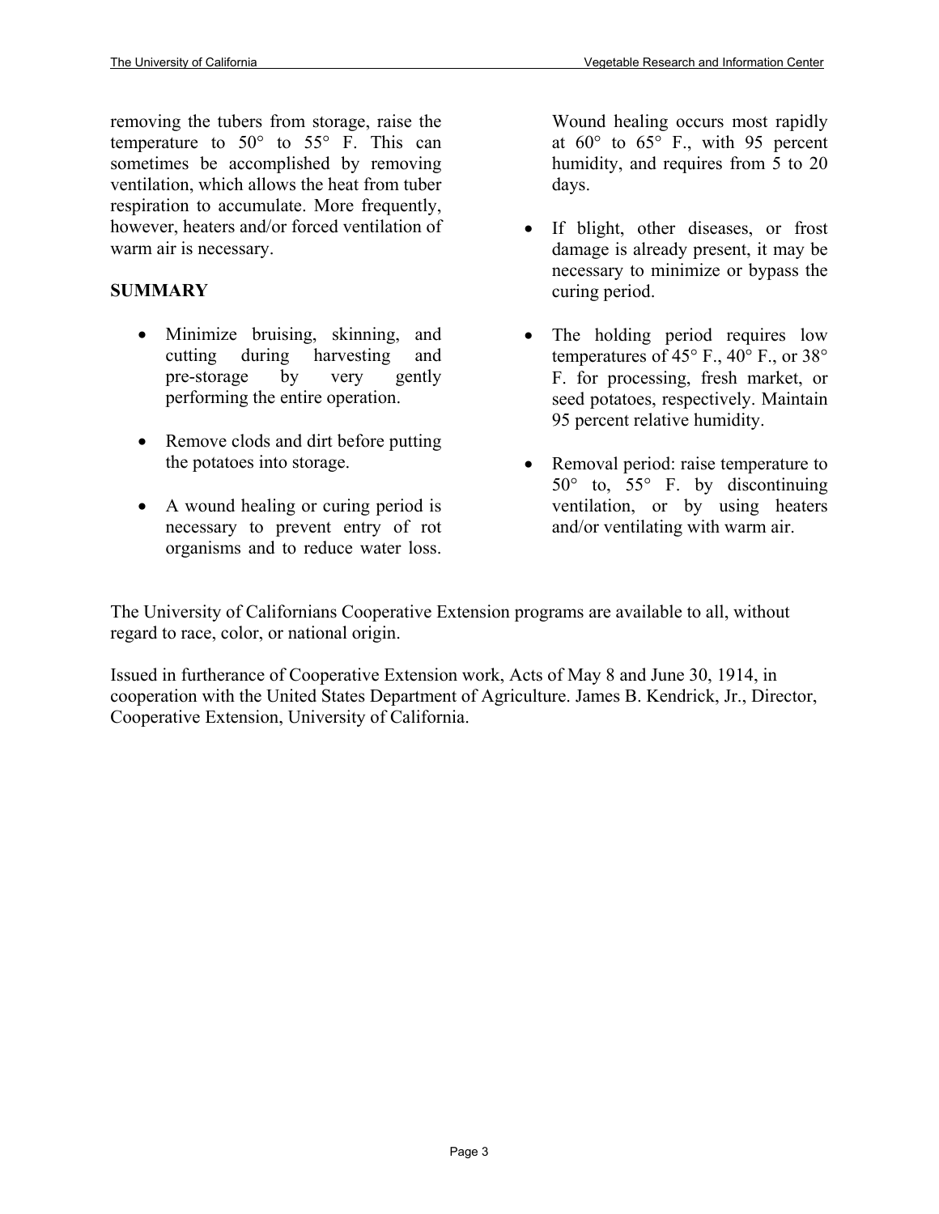removing the tubers from storage, raise the temperature to 50° to 55° F. This can sometimes be accomplished by removing ventilation, which allows the heat from tuber respiration to accumulate. More frequently, however, heaters and/or forced ventilation of warm air is necessary.

**SUMMARY**

- Minimize bruising, skinning, and cutting during harvesting and pre-storage by very gently performing the entire operation.
- Remove clods and dirt before putting the potatoes into storage.
- A wound healing or curing period is necessary to prevent entry of rot organisms and to reduce water loss. Wound healing occurs most rapidly at 60° to 65° F., with 95 percent humidity, and requires from 5 to 20 days.
- If blight, other diseases, or frost damage is already present, it may be necessary to minimize or bypass the curing period.
- The holding period requires low temperatures of 45° F., 40° F., or 38° F. for processing, fresh market, or seed potatoes, respectively. Maintain 95 percent relative humidity.
- Removal period: raise temperature to 50° to, 55° F. by discontinuing ventilation, or by using heaters and/or ventilating with warm air.

The University of Californians Cooperative Extension programs are available to all, without regard to race, color, or national origin.

Issued in furtherance of Cooperative Extension work, Acts of May 8 and June 30, 1914, in cooperation with the United States Department of Agriculture. James B. Kendrick, Jr., Director, Cooperative Extension, University of California.